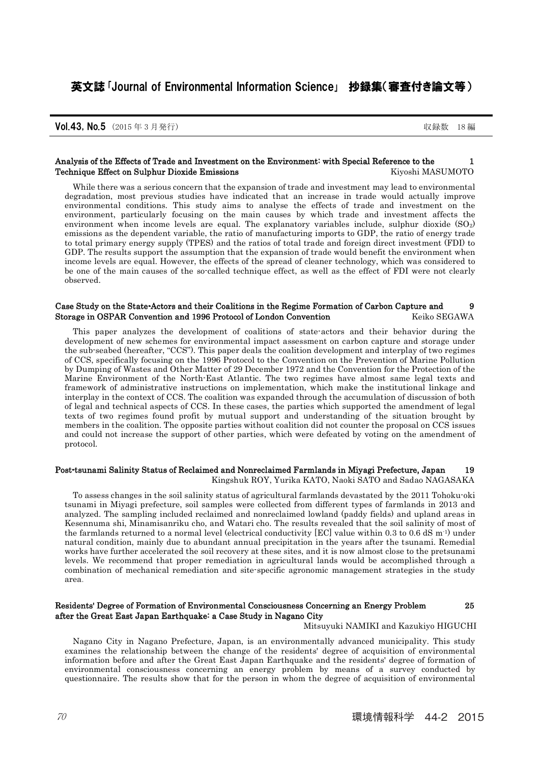# 英文誌「Journal of Environmental Information Science」 抄録集（審査付き論文等）

**Vol.43, No.5** （2015 年 3 月発行） 収録数 18 編

### Analysis of the Effects of Trade and Investment on the Environment: with Special Reference to the Technique Effect on Sulphur Dioxide Emissions 1

Kiyoshi MASUMOTO

While there was a serious concern that the expansion of trade and investment may lead to environmental degradation, most previous studies have indicated that an increase in trade would actually improve environmental conditions. This study aims to analyse the effects of trade and investment on the environment, particularly focusing on the main causes by which trade and investment affects the environment when income levels are equal. The explanatory variables include, sulphur dioxide ($SO_2$) emissions as the dependent variable, the ratio of manufacturing imports to GDP, the ratio of energy trade to total primary energy supply (TPES) and the ratios of total trade and foreign direct investment (FDI) to GDP. The results support the assumption that the expansion of trade would benefit the environment when income levels are equal. However, the effects of the spread of cleaner technology, which was considered to be one of the main causes of the so-called technique effect, as well as the effect of FDI were not clearly observed.

### Case Study on the State-Actors and their Coalitions in the Regime Formation of Carbon Capture and Storage in OSPAR Convention and 1996 Protocol of London Convention 9

Keiko SEGAWA

This paper analyzes the development of coalitions of state-actors and their behavior during the development of new schemes for environmental impact assessment on carbon capture and storage under the sub-seabed (hereafter, "CCS"). This paper deals the coalition development and interplay of two regimes of CCS, specifically focusing on the 1996 Protocol to the Convention on the Prevention of Marine Pollution by Dumping of Wastes and Other Matter of 29 December 1972 and the Convention for the Protection of the Marine Environment of the North-East Atlantic. The two regimes have almost same legal texts and framework of administrative instructions on implementation, which make the institutional linkage and interplay in the context of CCS. The coalition was expanded through the accumulation of discussion of both of legal and technical aspects of CCS. In these cases, the parties which supported the amendment of legal texts of two regimes found profit by mutual support and understanding of the situation brought by members in the coalition. The opposite parties without coalition did not counter the proposal on CCS issues and could not increase the support of other parties, which were defeated by voting on the amendment of protocol.

### Post-tsunami Salinity Status of Reclaimed and Nonreclaimed Farmlands in Miyagi Prefecture, Japan 19

Kingshuk ROY, Yurika KATO, Naoki SATO and Sadao NAGASAKA

To assess changes in the soil salinity status of agricultural farmlands devastated by the 2011 Tohoku-oki tsunami in Miyagi prefecture, soil samples were collected from different types of farmlands in 2013 and analyzed. The sampling included reclaimed and nonreclaimed lowland (paddy fields) and upland areas in Kesennuma shi, Minamisanriku cho, and Watari cho. The results revealed that the soil salinity of most of the farmlands returned to a normal level (electrical conductivity [EC] value within 0.3 to 0.6 dS $m^{-1}$) under natural condition, mainly due to abundant annual precipitation in the years after the tsunami. Remedial works have further accelerated the soil recovery at these sites, and it is now almost close to the pretsunami levels. We recommend that proper remediation in agricultural lands would be accomplished through a combination of mechanical remediation and site-specific agronomic management strategies in the study area.

### Residents' Degree of Formation of Environmental Consciousness Concerning an Energy Problem after the Great East Japan Earthquake: a Case Study in Nagano City 25

Mitsuyuki NAMIKI and Kazukiyo HIGUCHI

Nagano City in Nagano Prefecture, Japan, is an environmentally advanced municipality. This study examines the relationship between the change of the residents' degree of acquisition of environmental information before and after the Great East Japan Earthquake and the residents' degree of formation of environmental consciousness concerning an energy problem by means of a survey conducted by questionnaire. The results show that for the person in whom the degree of acquisition of environmental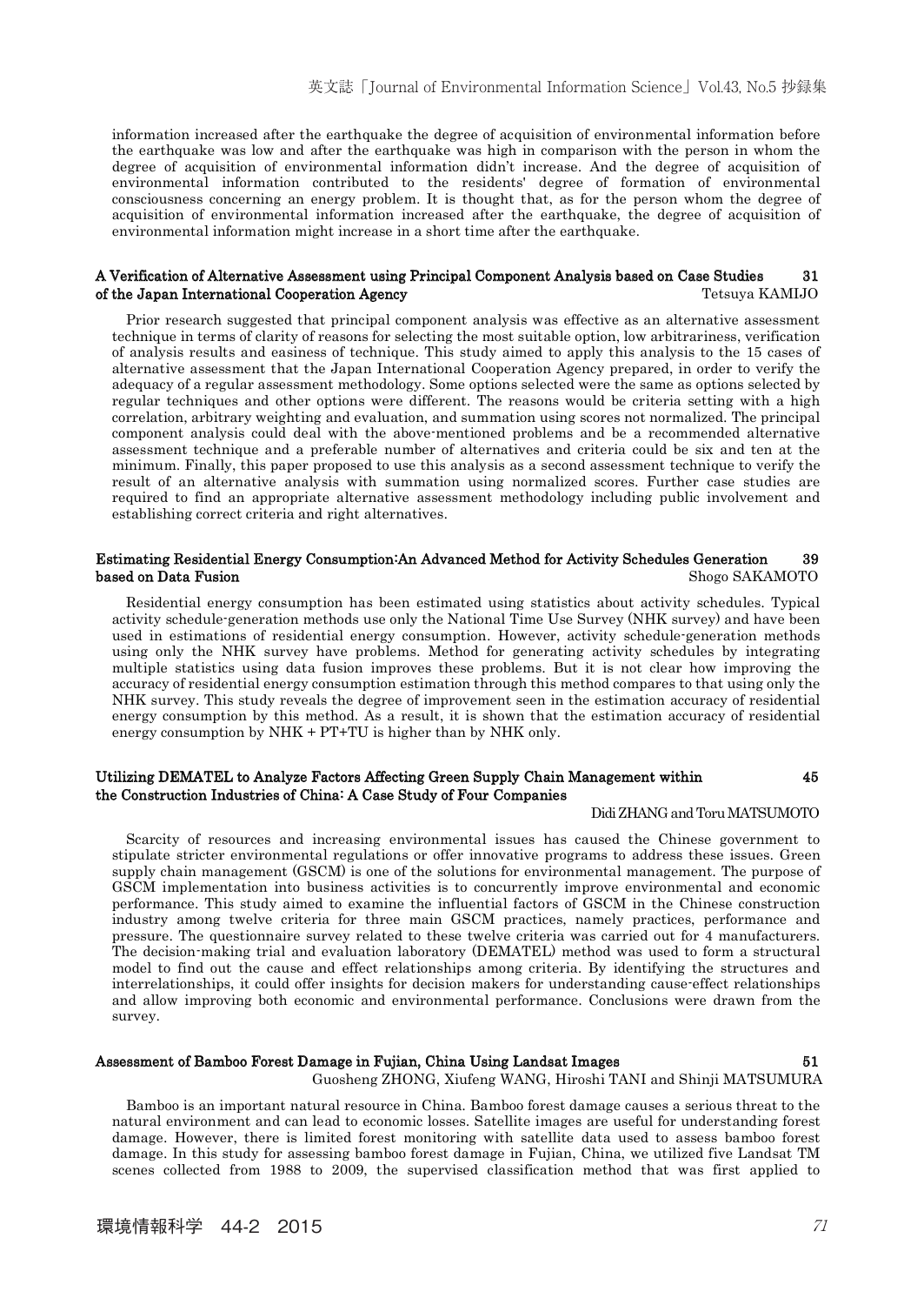information increased after the earthquake the degree of acquisition of environmental information before the earthquake was low and after the earthquake was high in comparison with the person in whom the degree of acquisition of environmental information didn't increase. And the degree of acquisition of environmental information contributed to the residents' degree of formation of environmental consciousness concerning an energy problem. It is thought that, as for the person whom the degree of acquisition of environmental information increased after the earthquake, the degree of acquisition of environmental information might increase in a short time after the earthquake.

### A Verification of Alternative Assessment using Principal Component Analysis based on Case Studies of the Japan International Cooperation Agency — 31

Tetsuya KAMIJO

Prior research suggested that principal component analysis was effective as an alternative assessment technique in terms of clarity of reasons for selecting the most suitable option, low arbitrariness, verification of analysis results and easiness of technique. This study aimed to apply this analysis to the 15 cases of alternative assessment that the Japan International Cooperation Agency prepared, in order to verify the adequacy of a regular assessment methodology. Some options selected were the same as options selected by regular techniques and other options were different. The reasons would be criteria setting with a high correlation, arbitrary weighting and evaluation, and summation using scores not normalized. The principal component analysis could deal with the above-mentioned problems and be a recommended alternative assessment technique and a preferable number of alternatives and criteria could be six and ten at the minimum. Finally, this paper proposed to use this analysis as a second assessment technique to verify the result of an alternative analysis with summation using normalized scores. Further case studies are required to find an appropriate alternative assessment methodology including public involvement and establishing correct criteria and right alternatives.

### Estimating Residential Energy Consumption:An Advanced Method for Activity Schedules Generation based on Data Fusion — 39

Shogo SAKAMOTO

Residential energy consumption has been estimated using statistics about activity schedules. Typical activity schedule-generation methods use only the National Time Use Survey (NHK survey) and have been used in estimations of residential energy consumption. However, activity schedule-generation methods using only the NHK survey have problems. Method for generating activity schedules by integrating multiple statistics using data fusion improves these problems. But it is not clear how improving the accuracy of residential energy consumption estimation through this method compares to that using only the NHK survey. This study reveals the degree of improvement seen in the estimation accuracy of residential energy consumption by this method. As a result, it is shown that the estimation accuracy of residential energy consumption by NHK + PT+TU is higher than by NHK only.

### Utilizing DEMATEL to Analyze Factors Affecting Green Supply Chain Management within the Construction Industries of China: A Case Study of Four Companies — 45

Didi ZHANG and Toru MATSUMOTO

Scarcity of resources and increasing environmental issues has caused the Chinese government to stipulate stricter environmental regulations or offer innovative programs to address these issues. Green supply chain management (GSCM) is one of the solutions for environmental management. The purpose of GSCM implementation into business activities is to concurrently improve environmental and economic performance. This study aimed to examine the influential factors of GSCM in the Chinese construction industry among twelve criteria for three main GSCM practices, namely practices, performance and pressure. The questionnaire survey related to these twelve criteria was carried out for 4 manufacturers. The decision-making trial and evaluation laboratory (DEMATEL) method was used to form a structural model to find out the cause and effect relationships among criteria. By identifying the structures and interrelationships, it could offer insights for decision makers for understanding cause-effect relationships and allow improving both economic and environmental performance. Conclusions were drawn from the survey.

### Assessment of Bamboo Forest Damage in Fujian, China Using Landsat Images — 51

Guosheng ZHONG, Xiufeng WANG, Hiroshi TANI and Shinji MATSUMURA

Bamboo is an important natural resource in China. Bamboo forest damage causes a serious threat to the natural environment and can lead to economic losses. Satellite images are useful for understanding forest damage. However, there is limited forest monitoring with satellite data used to assess bamboo forest damage. In this study for assessing bamboo forest damage in Fujian, China, we utilized five Landsat TM scenes collected from 1988 to 2009, the supervised classification method that was first applied to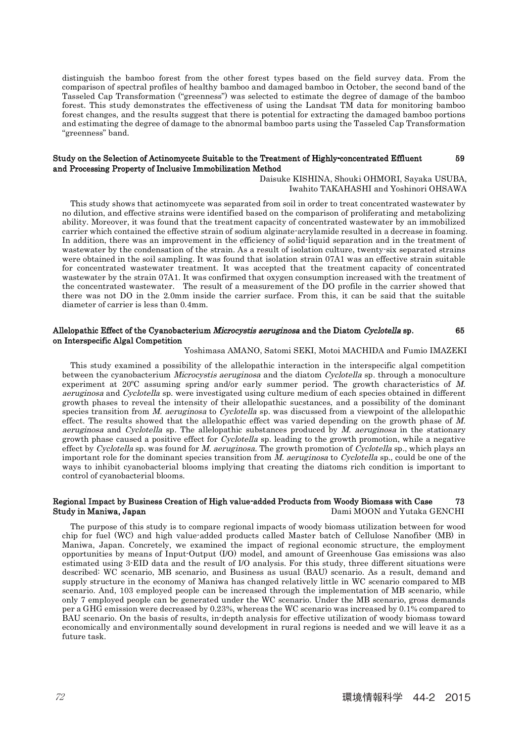distinguish the bamboo forest from the other forest types based on the field survey data. From the comparison of spectral profiles of healthy bamboo and damaged bamboo in October, the second band of the Tasseled Cap Transformation ("greenness") was selected to estimate the degree of damage of the bamboo forest. This study demonstrates the effectiveness of using the Landsat TM data for monitoring bamboo forest changes, and the results suggest that there is potential for extracting the damaged bamboo portions and estimating the degree of damage to the abnormal bamboo parts using the Tasseled Cap Transformation "greenness" band.

## Study on the Selection of Actinomycete Suitable to the Treatment of Highly-concentrated Effluent and Processing Property of Inclusive Immobilization Method 59

Daisuke KISHINA, Shouki OHMORI, Sayaka USUBA, Iwahito TAKAHASHI and Yoshinori OHSAWA

This study shows that actinomycete was separated from soil in order to treat concentrated wastewater by no dilution, and effective strains were identified based on the comparison of proliferating and metabolizing ability. Moreover, it was found that the treatment capacity of concentrated wastewater by an immobilized carrier which contained the effective strain of sodium alginate-acrylamide resulted in a decrease in foaming. In addition, there was an improvement in the efficiency of solid-liquid separation and in the treatment of wastewater by the condensation of the strain. As a result of isolation culture, twenty-six separated strains were obtained in the soil sampling. It was found that isolation strain 07A1 was an effective strain suitable for concentrated wastewater treatment. It was accepted that the treatment capacity of concentrated wastewater by the strain 07A1. It was confirmed that oxygen consumption increased with the treatment of the concentrated wastewater. The result of a measurement of the DO profile in the carrier showed that there was not DO in the 2.0mm inside the carrier surface. From this, it can be said that the suitable diameter of carrier is less than 0.4mm.

## Allelopathic Effect of the Cyanobacterium *Microcystis aeruginosa* and the Diatom *Cyclotella* sp. on Interspecific Algal Competition 65

Yoshimasa AMANO, Satomi SEKI, Motoi MACHIDA and Fumio IMAZEKI

This study examined a possibility of the allelopathic interaction in the interspecific algal competition between the cyanobacterium *Microcystis aeruginosa* and the diatom *Cyclotella* sp. through a monoculture experiment at 20℃ assuming spring and/or early summer period. The growth characteristics of *M. aeruginosa* and *Cyclotella* sp. were investigated using culture medium of each species obtained in different growth phases to reveal the intensity of their allelopathic sucstances, and a possibility of the dominant species transition from *M. aeruginosa* to *Cyclotella* sp. was discussed from a viewpoint of the allelopathic effect. The results showed that the allelopathic effect was varied depending on the growth phase of *M. aeruginosa* and *Cyclotella* sp. The allelopathic substances produced by *M. aeruginosa* in the stationary growth phase caused a positive effect for *Cyclotella* sp. leading to the growth promotion, while a negative effect by *Cyclotella* sp. was found for *M. aeruginosa*. The growth promotion of *Cyclotella* sp., which plays an important role for the dominant species transition from *M. aeruginosa* to *Cyclotella* sp., could be one of the ways to inhibit cyanobacterial blooms implying that creating the diatoms rich condition is important to control of cyanobacterial blooms.

## Regional Impact by Business Creation of High value-added Products from Woody Biomass with Case Study in Maniwa, Japan 73

Dami MOON and Yutaka GENCHI

The purpose of this study is to compare regional impacts of woody biomass utilization between for wood chip for fuel (WC) and high value-added products called Master batch of Cellulose Nanofiber (MB) in Maniwa, Japan. Concretely, we examined the impact of regional economic structure, the employment opportunities by means of Input-Output (I/O) model, and amount of Greenhouse Gas emissions was also estimated using 3-EID data and the result of I/O analysis. For this study, three different situations were described: WC scenario, MB scenario, and Business as usual (BAU) scenario. As a result, demand and supply structure in the economy of Maniwa has changed relatively little in WC scenario compared to MB scenario. And, 103 employed people can be increased through the implementation of MB scenario, while only 7 employed people can be generated under the WC scenario. Under the MB scenario, gross demands per a GHG emission were decreased by 0.23%, whereas the WC scenario was increased by 0.1% compared to BAU scenario. On the basis of results, in-depth analysis for effective utilization of woody biomass toward economically and environmentally sound development in rural regions is needed and we will leave it as a future task.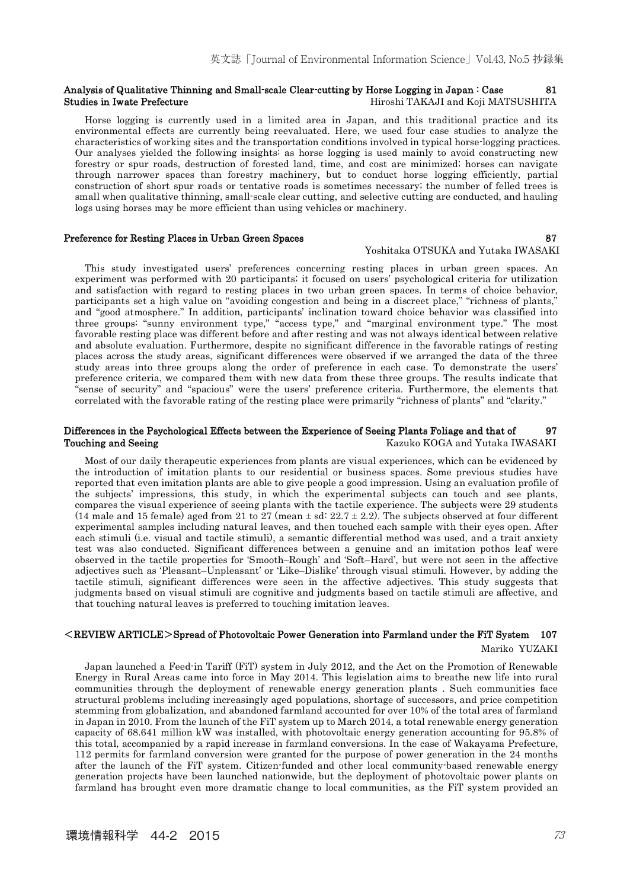## Analysis of Qualitative Thinning and Small-scale Clear-cutting by Horse Logging in Japan : Case Studies in Iwate Prefecture 81

Hiroshi TAKAJI and Koji MATSUSHITA

Horse logging is currently used in a limited area in Japan, and this traditional practice and its environmental effects are currently being reevaluated. Here, we used four case studies to analyze the characteristics of working sites and the transportation conditions involved in typical horse-logging practices. Our analyses yielded the following insights: as horse logging is used mainly to avoid constructing new forestry or spur roads, destruction of forested land, time, and cost are minimized; horses can navigate through narrower spaces than forestry machinery, but to conduct horse logging efficiently, partial construction of short spur roads or tentative roads is sometimes necessary; the number of felled trees is small when qualitative thinning, small-scale clear cutting, and selective cutting are conducted, and hauling logs using horses may be more efficient than using vehicles or machinery.

## Preference for Resting Places in Urban Green Spaces 87

Yoshitaka OTSUKA and Yutaka IWASAKI

This study investigated users' preferences concerning resting places in urban green spaces. An experiment was performed with 20 participants; it focused on users' psychological criteria for utilization and satisfaction with regard to resting places in two urban green spaces. In terms of choice behavior, participants set a high value on "avoiding congestion and being in a discreet place," "richness of plants," and "good atmosphere." In addition, participants' inclination toward choice behavior was classified into three groups: "sunny environment type," "access type," and "marginal environment type." The most favorable resting place was different before and after resting and was not always identical between relative and absolute evaluation. Furthermore, despite no significant difference in the favorable ratings of resting places across the study areas, significant differences were observed if we arranged the data of the three study areas into three groups along the order of preference in each case. To demonstrate the users' preference criteria, we compared them with new data from these three groups. The results indicate that "sense of security" and "spacious" were the users' preference criteria. Furthermore, the elements that correlated with the favorable rating of the resting place were primarily "richness of plants" and "clarity."

## Differences in the Psychological Effects between the Experience of Seeing Plants Foliage and that of Touching and Seeing 97

Kazuko KOGA and Yutaka IWASAKI

Most of our daily therapeutic experiences from plants are visual experiences, which can be evidenced by the introduction of imitation plants to our residential or business spaces. Some previous studies have reported that even imitation plants are able to give people a good impression. Using an evaluation profile of the subjects' impressions, this study, in which the experimental subjects can touch and see plants, compares the visual experience of seeing plants with the tactile experience. The subjects were 29 students (14 male and 15 female) aged from 21 to 27 (mean ± sd: 22.7 ± 2.2). The subjects observed at four different experimental samples including natural leaves, and then touched each sample with their eyes open. After each stimuli (i.e. visual and tactile stimuli), a semantic differential method was used, and a trait anxiety test was also conducted. Significant differences between a genuine and an imitation pothos leaf were observed in the tactile properties for 'Smooth–Rough' and 'Soft–Hard', but were not seen in the affective adjectives such as 'Pleasant–Unpleasant' or 'Like–Dislike' through visual stimuli. However, by adding the tactile stimuli, significant differences were seen in the affective adjectives. This study suggests that judgments based on visual stimuli are cognitive and judgments based on tactile stimuli are affective, and that touching natural leaves is preferred to touching imitation leaves.

## ＜REVIEW ARTICLE＞Spread of Photovoltaic Power Generation into Farmland under the FiT System 107

Mariko YUZAKI

Japan launched a Feed-in Tariff (FiT) system in July 2012, and the Act on the Promotion of Renewable Energy in Rural Areas came into force in May 2014. This legislation aims to breathe new life into rural communities through the deployment of renewable energy generation plants . Such communities face structural problems including increasingly aged populations, shortage of successors, and price competition stemming from globalization, and abandoned farmland accounted for over 10% of the total area of farmland in Japan in 2010. From the launch of the FiT system up to March 2014, a total renewable energy generation capacity of 68.641 million kW was installed, with photovoltaic energy generation accounting for 95.8% of this total, accompanied by a rapid increase in farmland conversions. In the case of Wakayama Prefecture, 112 permits for farmland conversion were granted for the purpose of power generation in the 24 months after the launch of the FiT system. Citizen-funded and other local community-based renewable energy generation projects have been launched nationwide, but the deployment of photovoltaic power plants on farmland has brought even more dramatic change to local communities, as the FiT system provided an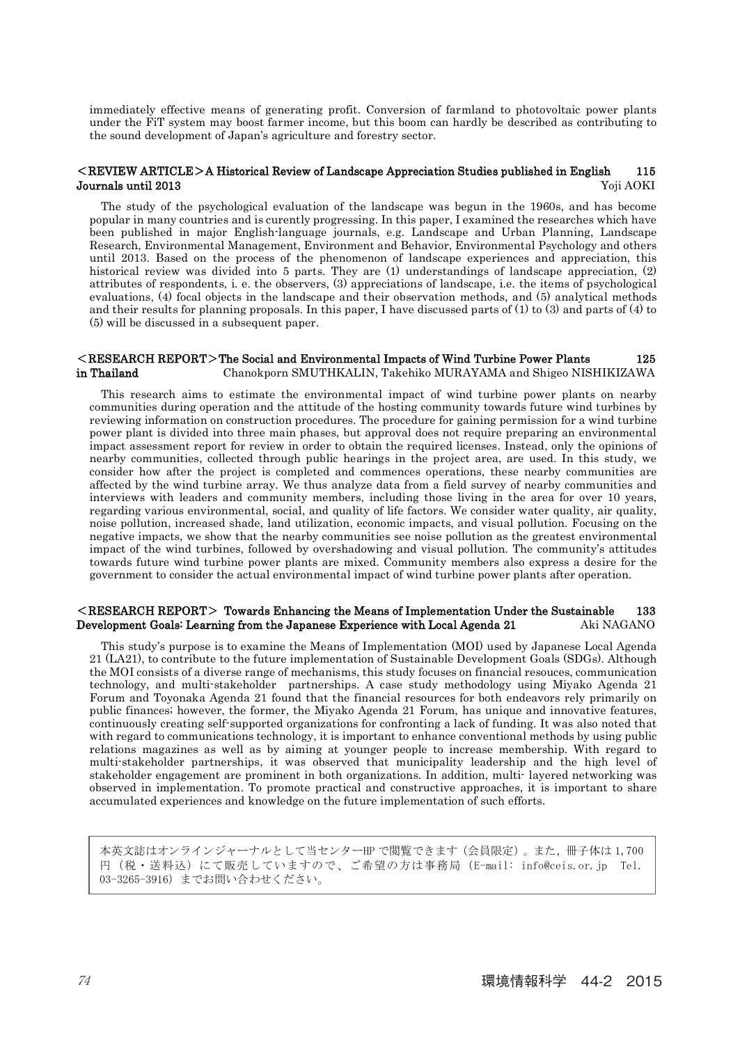immediately effective means of generating profit. Conversion of farmland to photovoltaic power plants under the FiT system may boost farmer income, but this boom can hardly be described as contributing to the sound development of Japan's agriculture and forestry sector.

## ＜REVIEW ARTICLE＞A Historical Review of Landscape Appreciation Studies published in English Journals until 2013 — 115

Yoji AOKI

The study of the psychological evaluation of the landscape was begun in the 1960s, and has become popular in many countries and is curently progressing. In this paper, I examined the researches which have been published in major English-language journals, e.g. Landscape and Urban Planning, Landscape Research, Environmental Management, Environment and Behavior, Environmental Psychology and others until 2013. Based on the process of the phenomenon of landscape experiences and appreciation, this historical review was divided into 5 parts. They are (1) understandings of landscape appreciation, (2) attributes of respondents, i. e. the observers, (3) appreciations of landscape, i.e. the items of psychological evaluations, (4) focal objects in the landscape and their observation methods, and (5) analytical methods and their results for planning proposals. In this paper, I have discussed parts of (1) to (3) and parts of (4) to (5) will be discussed in a subsequent paper.

## ＜RESEARCH REPORT＞The Social and Environmental Impacts of Wind Turbine Power Plants in Thailand — 125

Chanokporn SMUTHKALIN, Takehiko MURAYAMA and Shigeo NISHIKIZAWA

This research aims to estimate the environmental impact of wind turbine power plants on nearby communities during operation and the attitude of the hosting community towards future wind turbines by reviewing information on construction procedures. The procedure for gaining permission for a wind turbine power plant is divided into three main phases, but approval does not require preparing an environmental impact assessment report for review in order to obtain the required licenses. Instead, only the opinions of nearby communities, collected through public hearings in the project area, are used. In this study, we consider how after the project is completed and commences operations, these nearby communities are affected by the wind turbine array. We thus analyze data from a field survey of nearby communities and interviews with leaders and community members, including those living in the area for over 10 years, regarding various environmental, social, and quality of life factors. We consider water quality, air quality, noise pollution, increased shade, land utilization, economic impacts, and visual pollution. Focusing on the negative impacts, we show that the nearby communities see noise pollution as the greatest environmental impact of the wind turbines, followed by overshadowing and visual pollution. The community's attitudes towards future wind turbine power plants are mixed. Community members also express a desire for the government to consider the actual environmental impact of wind turbine power plants after operation.

## ＜RESEARCH REPORT＞ Towards Enhancing the Means of Implementation Under the Sustainable Development Goals: Learning from the Japanese Experience with Local Agenda 21 — 133

Aki NAGANO

This study's purpose is to examine the Means of Implementation (MOI) used by Japanese Local Agenda 21 (LA21), to contribute to the future implementation of Sustainable Development Goals (SDGs). Although the MOI consists of a diverse range of mechanisms, this study focuses on financial resouces, communication technology, and multi-stakeholder partnerships. A case study methodology using Miyako Agenda 21 Forum and Toyonaka Agenda 21 found that the financial resources for both endeavors rely primarily on public finances; however, the former, the Miyako Agenda 21 Forum, has unique and innovative features, continuously creating self-supported organizations for confronting a lack of funding. It was also noted that with regard to communications technology, it is important to enhance conventional methods by using public relations magazines as well as by aiming at younger people to increase membership. With regard to multi-stakeholder partnerships, it was observed that municipality leadership and the high level of stakeholder engagement are prominent in both organizations. In addition, multi- layered networking was observed in implementation. To promote practical and constructive approaches, it is important to share accumulated experiences and knowledge on the future implementation of such efforts.

本英文誌はオンラインジャーナルとして当センターHP で閲覧できます（会員限定）。また，冊子体は 1,700 円（税・送料込）にて販売していますので、ご希望の方は事務局（E-mail: info@ceis.or.jp Tel. 03-3265-3916）までお問い合わせください。